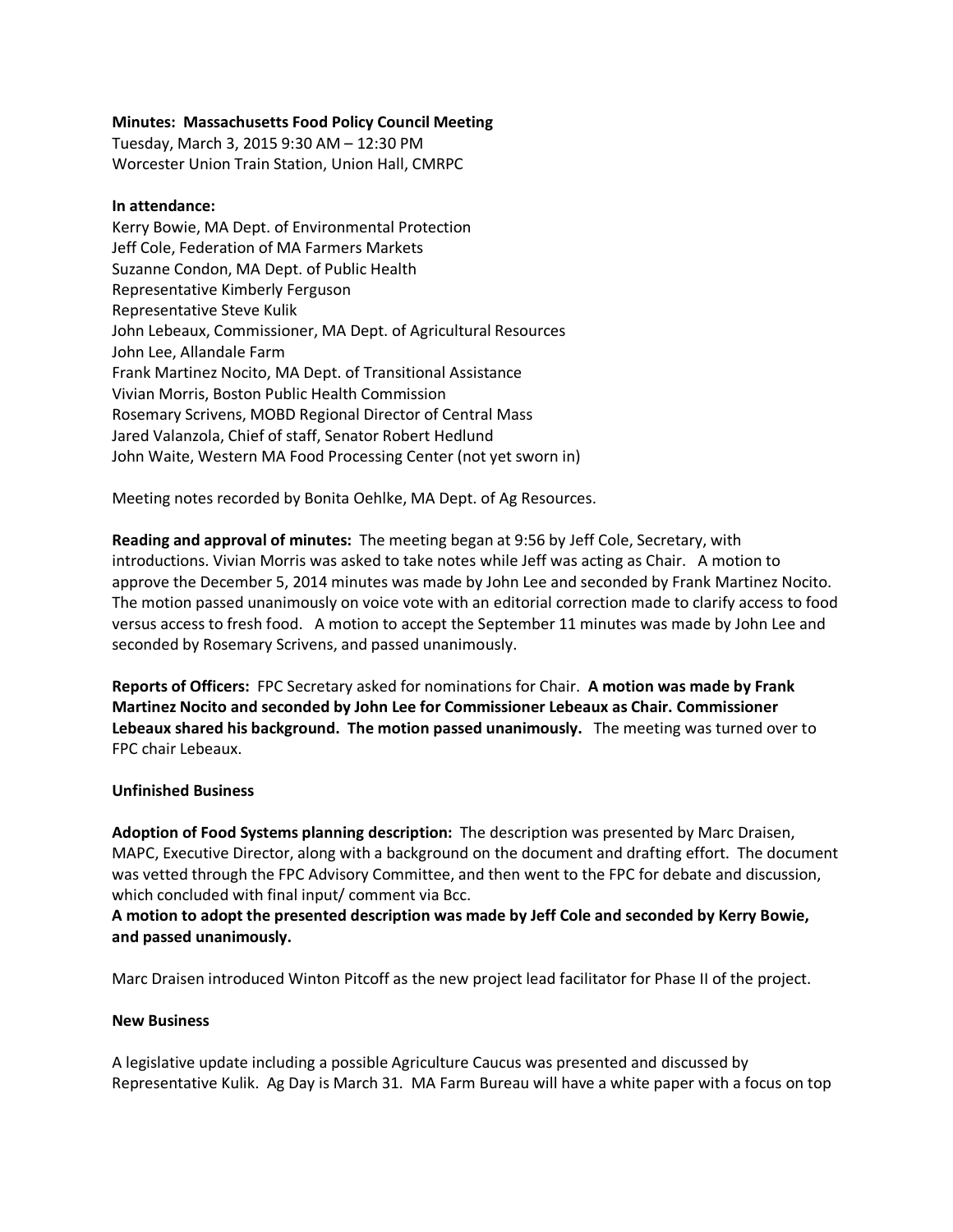**Minutes: Massachusetts Food Policy Council Meeting**
Tuesday, March 3, 2015 9:30 AM – 12:30 PM
Worcester Union Train Station, Union Hall, CMRPC

**In attendance:**
Kerry Bowie, MA Dept. of Environmental Protection
Jeff Cole, Federation of MA Farmers Markets
Suzanne Condon, MA Dept. of Public Health
Representative Kimberly Ferguson
Representative Steve Kulik
John Lebeaux, Commissioner, MA Dept. of Agricultural Resources
John Lee, Allandale Farm
Frank Martinez Nocito, MA Dept. of Transitional Assistance
Vivian Morris, Boston Public Health Commission
Rosemary Scrivens, MOBD Regional Director of Central Mass
Jared Valanzola, Chief of staff, Senator Robert Hedlund
John Waite, Western MA Food Processing Center (not yet sworn in)

Meeting notes recorded by Bonita Oehlke, MA Dept. of Ag Resources.

**Reading and approval of minutes:** The meeting began at 9:56 by Jeff Cole, Secretary, with introductions. Vivian Morris was asked to take notes while Jeff was acting as Chair. A motion to approve the December 5, 2014 minutes was made by John Lee and seconded by Frank Martinez Nocito. The motion passed unanimously on voice vote with an editorial correction made to clarify access to food versus access to fresh food. A motion to accept the September 11 minutes was made by John Lee and seconded by Rosemary Scrivens, and passed unanimously.

**Reports of Officers:** FPC Secretary asked for nominations for Chair. **A motion was made by Frank Martinez Nocito and seconded by John Lee for Commissioner Lebeaux as Chair. Commissioner Lebeaux shared his background. The motion passed unanimously.** The meeting was turned over to FPC chair Lebeaux.

**Unfinished Business**

**Adoption of Food Systems planning description:** The description was presented by Marc Draisen, MAPC, Executive Director, along with a background on the document and drafting effort. The document was vetted through the FPC Advisory Committee, and then went to the FPC for debate and discussion, which concluded with final input/ comment via Bcc.
**A motion to adopt the presented description was made by Jeff Cole and seconded by Kerry Bowie, and passed unanimously.**

Marc Draisen introduced Winton Pitcoff as the new project lead facilitator for Phase II of the project.

**New Business**

A legislative update including a possible Agriculture Caucus was presented and discussed by Representative Kulik. Ag Day is March 31. MA Farm Bureau will have a white paper with a focus on top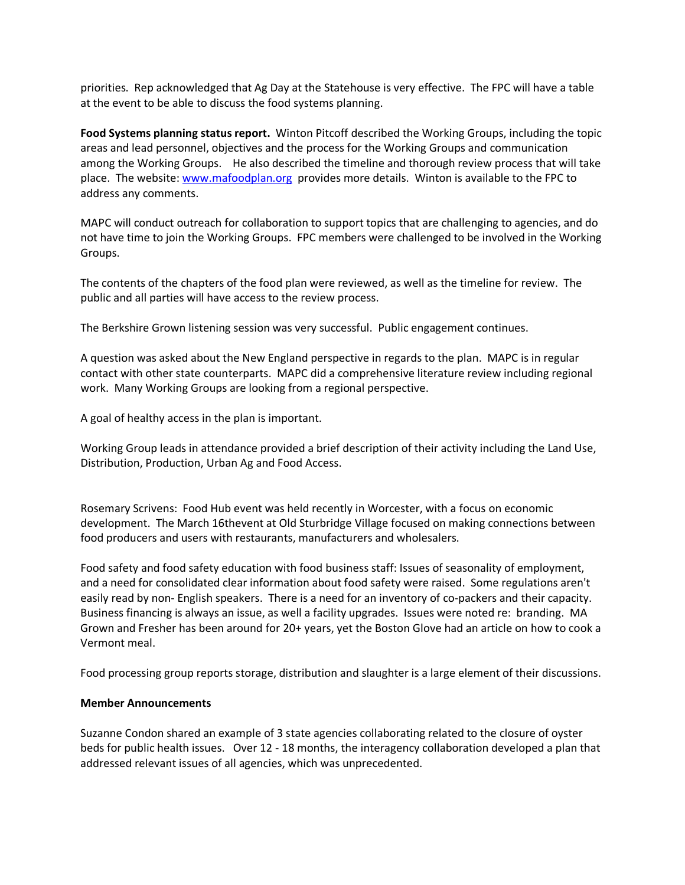priorities. Rep acknowledged that Ag Day at the Statehouse is very effective. The FPC will have a table at the event to be able to discuss the food systems planning.

**Food Systems planning status report.** Winton Pitcoff described the Working Groups, including the topic areas and lead personnel, objectives and the process for the Working Groups and communication among the Working Groups. He also described the timeline and thorough review process that will take place. The website: www.mafoodplan.org provides more details. Winton is available to the FPC to address any comments.

MAPC will conduct outreach for collaboration to support topics that are challenging to agencies, and do not have time to join the Working Groups. FPC members were challenged to be involved in the Working Groups.

The contents of the chapters of the food plan were reviewed, as well as the timeline for review. The public and all parties will have access to the review process.

The Berkshire Grown listening session was very successful. Public engagement continues.

A question was asked about the New England perspective in regards to the plan. MAPC is in regular contact with other state counterparts. MAPC did a comprehensive literature review including regional work. Many Working Groups are looking from a regional perspective.

A goal of healthy access in the plan is important.

Working Group leads in attendance provided a brief description of their activity including the Land Use, Distribution, Production, Urban Ag and Food Access.

Rosemary Scrivens: Food Hub event was held recently in Worcester, with a focus on economic development. The March 16thevent at Old Sturbridge Village focused on making connections between food producers and users with restaurants, manufacturers and wholesalers.

Food safety and food safety education with food business staff: Issues of seasonality of employment, and a need for consolidated clear information about food safety were raised. Some regulations aren't easily read by non- English speakers. There is a need for an inventory of co-packers and their capacity. Business financing is always an issue, as well a facility upgrades. Issues were noted re: branding. MA Grown and Fresher has been around for 20+ years, yet the Boston Glove had an article on how to cook a Vermont meal.

Food processing group reports storage, distribution and slaughter is a large element of their discussions.

**Member Announcements**

Suzanne Condon shared an example of 3 state agencies collaborating related to the closure of oyster beds for public health issues. Over 12 - 18 months, the interagency collaboration developed a plan that addressed relevant issues of all agencies, which was unprecedented.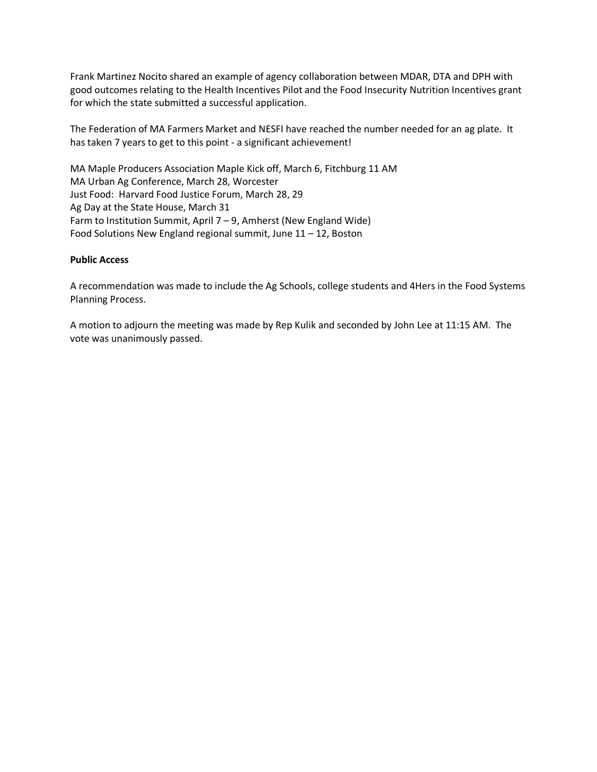Frank Martinez Nocito shared an example of agency collaboration between MDAR, DTA and DPH with good outcomes relating to the Health Incentives Pilot and the Food Insecurity Nutrition Incentives grant for which the state submitted a successful application.

The Federation of MA Farmers Market and NESFI have reached the number needed for an ag plate. It has taken 7 years to get to this point - a significant achievement!

MA Maple Producers Association Maple Kick off, March 6, Fitchburg 11 AM
MA Urban Ag Conference, March 28, Worcester
Just Food: Harvard Food Justice Forum, March 28, 29
Ag Day at the State House, March 31
Farm to Institution Summit, April 7 – 9, Amherst (New England Wide)
Food Solutions New England regional summit, June 11 – 12, Boston

**Public Access**

A recommendation was made to include the Ag Schools, college students and 4Hers in the Food Systems Planning Process.

A motion to adjourn the meeting was made by Rep Kulik and seconded by John Lee at 11:15 AM. The vote was unanimously passed.